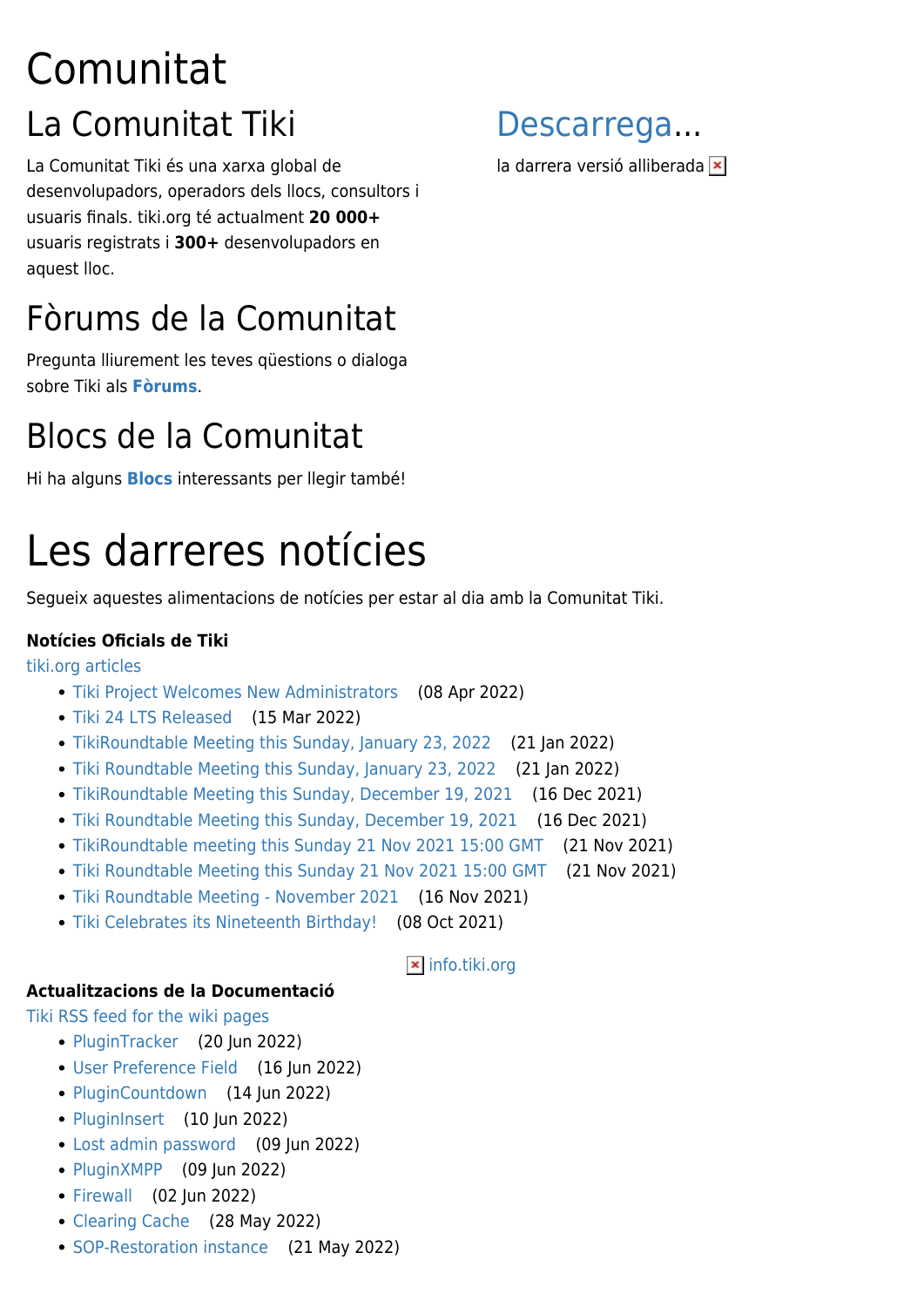# Comunitat

## La Comunitat Tiki

La Comunitat Tiki és una xarxa global de desenvolupadors, operadors dels llocs, consultors i usuaris finals. tiki.org té actualment **20 000+** usuaris registrats i **300+** desenvolupadors en aquest lloc.

## Fòrums de la Comunitat

Pregunta lliurement les teves qüestions o dialoga sobre Tiki als **Fòrums**.

## Blocs de la Comunitat

Hi ha alguns **Blocs** interessants per llegir també!

## Descarrega...

la darrera versió alliberada

# Les darreres notícies

Segueix aquestes alimentacions de notícies per estar al dia amb la Comunitat Tiki.

**Notícies Oficials de Tiki**

tiki.org articles

- Tiki Project Welcomes New Administrators (08 Apr 2022)
- Tiki 24 LTS Released (15 Mar 2022)
- TikiRoundtable Meeting this Sunday, January 23, 2022 (21 Jan 2022)
- Tiki Roundtable Meeting this Sunday, January 23, 2022 (21 Jan 2022)
- TikiRoundtable Meeting this Sunday, December 19, 2021 (16 Dec 2021)
- Tiki Roundtable Meeting this Sunday, December 19, 2021 (16 Dec 2021)
- TikiRoundtable meeting this Sunday 21 Nov 2021 15:00 GMT (21 Nov 2021)
- Tiki Roundtable Meeting this Sunday 21 Nov 2021 15:00 GMT (21 Nov 2021)
- Tiki Roundtable Meeting - November 2021 (16 Nov 2021)
- Tiki Celebrates its Nineteenth Birthday! (08 Oct 2021)

info.tiki.org

**Actualitzacions de la Documentació**

Tiki RSS feed for the wiki pages

- PluginTracker (20 Jun 2022)
- User Preference Field (16 Jun 2022)
- PluginCountdown (14 Jun 2022)
- PluginInsert (10 Jun 2022)
- Lost admin password (09 Jun 2022)
- PluginXMPP (09 Jun 2022)
- Firewall (02 Jun 2022)
- Clearing Cache (28 May 2022)
- SOP-Restoration instance (21 May 2022)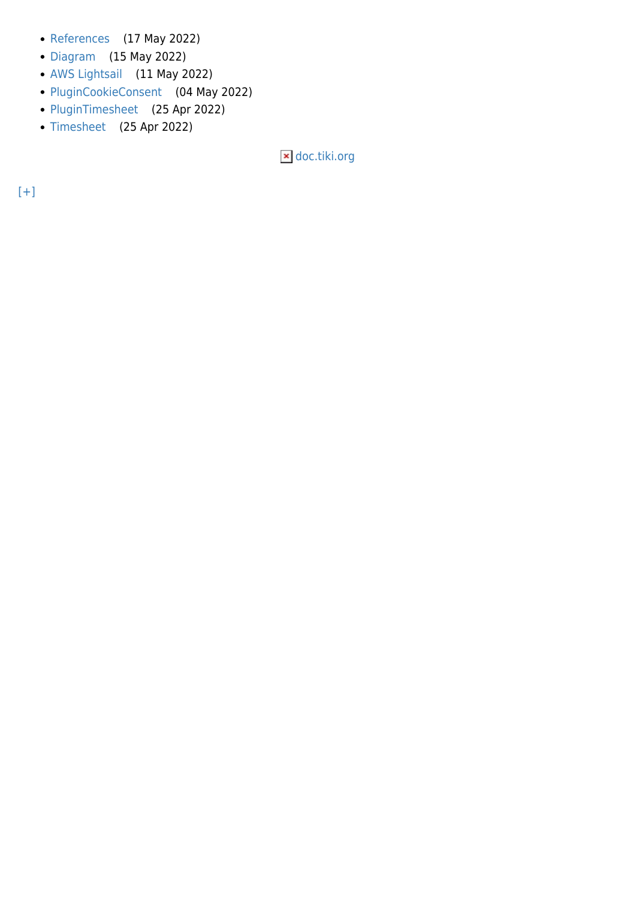- References (17 May 2022)
- Diagram (15 May 2022)
- AWS Lightsail (11 May 2022)
- PluginCookieConsent (04 May 2022)
- PluginTimesheet (25 Apr 2022)
- Timesheet (25 Apr 2022)

doc.tiki.org

[+]